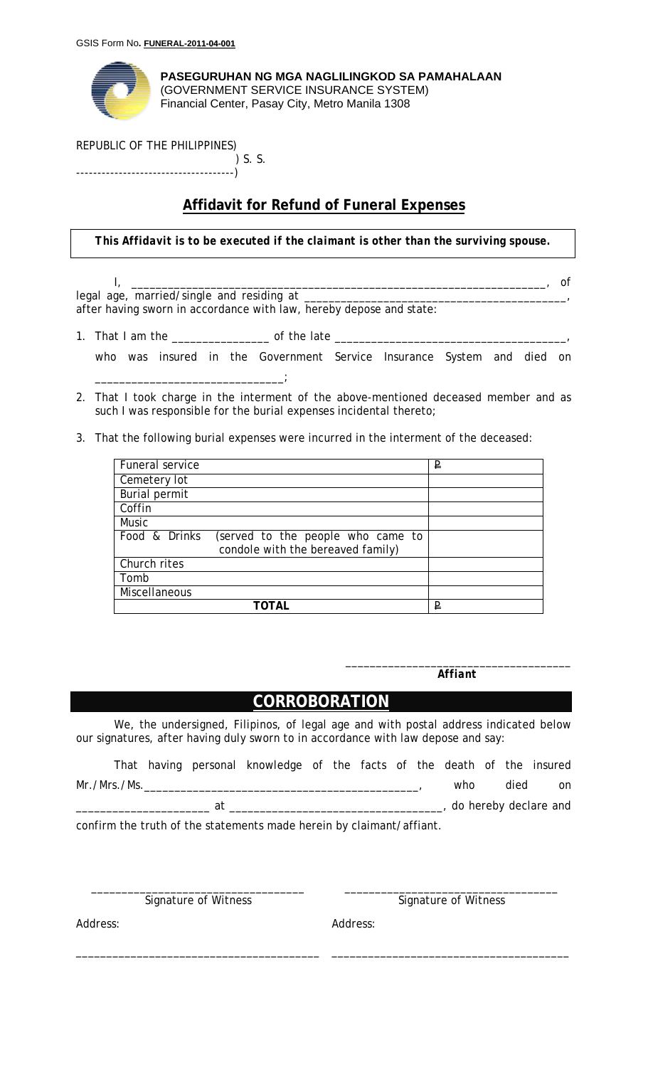GSIS Form No. **FUNERAL-2011-04-001**

**PASEGURUHAN NG MGA NAGLILINGKOD SA PAMAHALAAN**
(GOVERNMENT SERVICE INSURANCE SYSTEM)
Financial Center, Pasay City, Metro Manila 1308

REPUBLIC OF THE PHILIPPINES)
) S. S.
------------------------------------)

## Affidavit for Refund of Funeral Expenses

***This Affidavit is to be executed if the claimant is other than the surviving spouse.***

I, ______________________________________________________________________, of legal age, married/single and residing at ____________________________________________, after having sworn in accordance with law, hereby depose and state:

1. That I am the _______________ of the late _____________________________________, who was insured in the Government Service Insurance System and died on ______________________________;
2. That I took charge in the interment of the above-mentioned deceased member and as such I was responsible for the burial expenses incidental thereto;
3. That the following burial expenses were incurred in the interment of the deceased:

| Item | Amount |
|---|---|
| Funeral service | ₱ |
| Cemetery lot | |
| Burial permit | |
| Coffin | |
| Music | |
| Food & Drinks (served to the people who came to condole with the bereaved family) | |
| Church rites | |
| Tomb | |
| Miscellaneous | |
| **TOTAL** | ₱ |

_____________________________________
***Affiant***

## CORROBORATION

We, the undersigned, Filipinos, of legal age and with postal address indicated below our signatures, after having duly sworn to in accordance with law depose and say:

That having personal knowledge of the facts of the death of the insured Mr./Mrs./Ms.______________________________________________, who died on _____________________ at __________________________________, do hereby declare and confirm the truth of the statements made herein by claimant/affiant.

__________________________________ Signature of Witness

Address:

________________________________________

__________________________________ Signature of Witness

Address:

________________________________________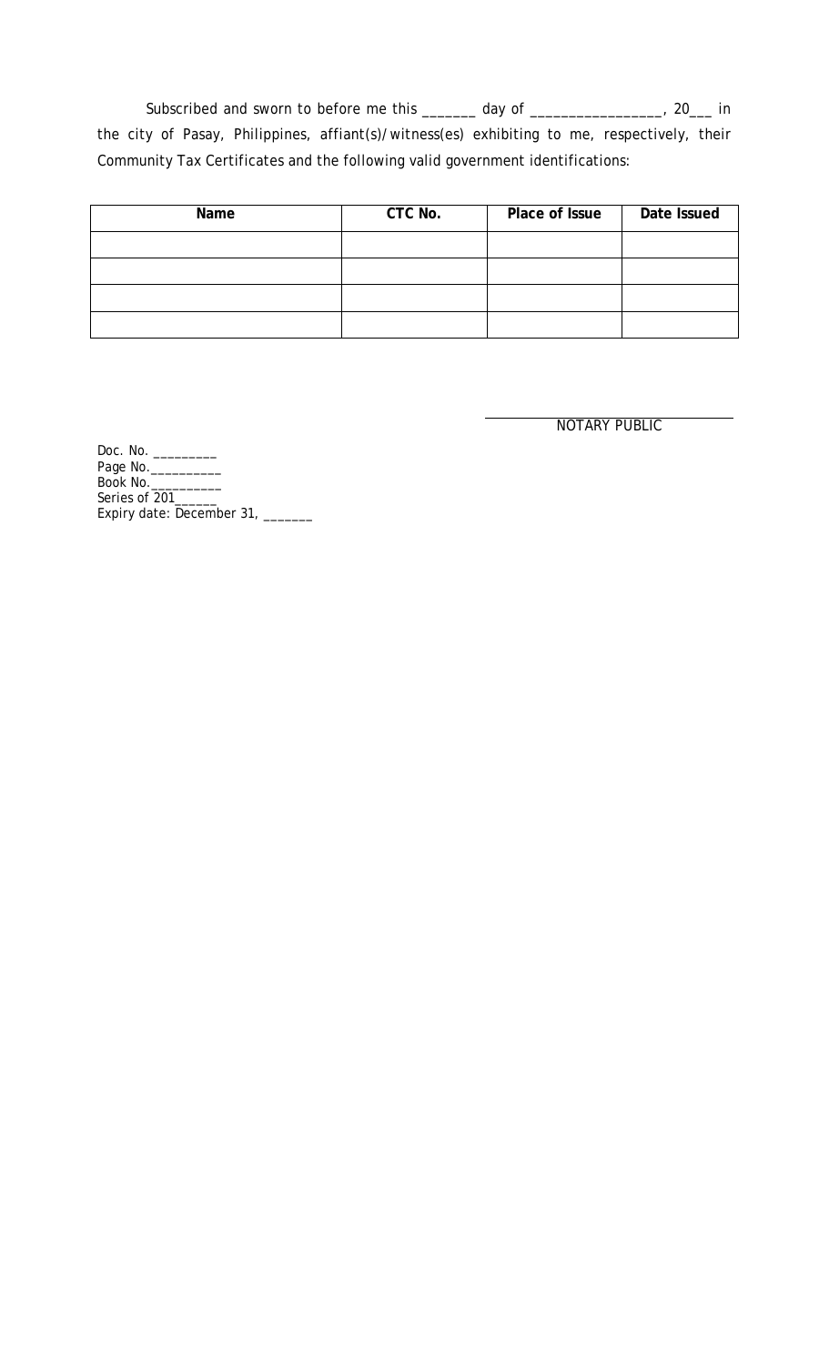Subscribed and sworn to before me this _______ day of _________________, 20___ in the city of Pasay, Philippines, affiant(s)/witness(es) exhibiting to me, respectively, their Community Tax Certificates and the following valid government identifications:

| Name | CTC No. | Place of Issue | Date Issued |
|---|---|---|---|
| | | | |
| | | | |
| | | | |
| | | | |

NOTARY PUBLIC

Doc. No. _________
Page No.__________
Book No.__________
Series of 201______
Expiry date: December 31, _______